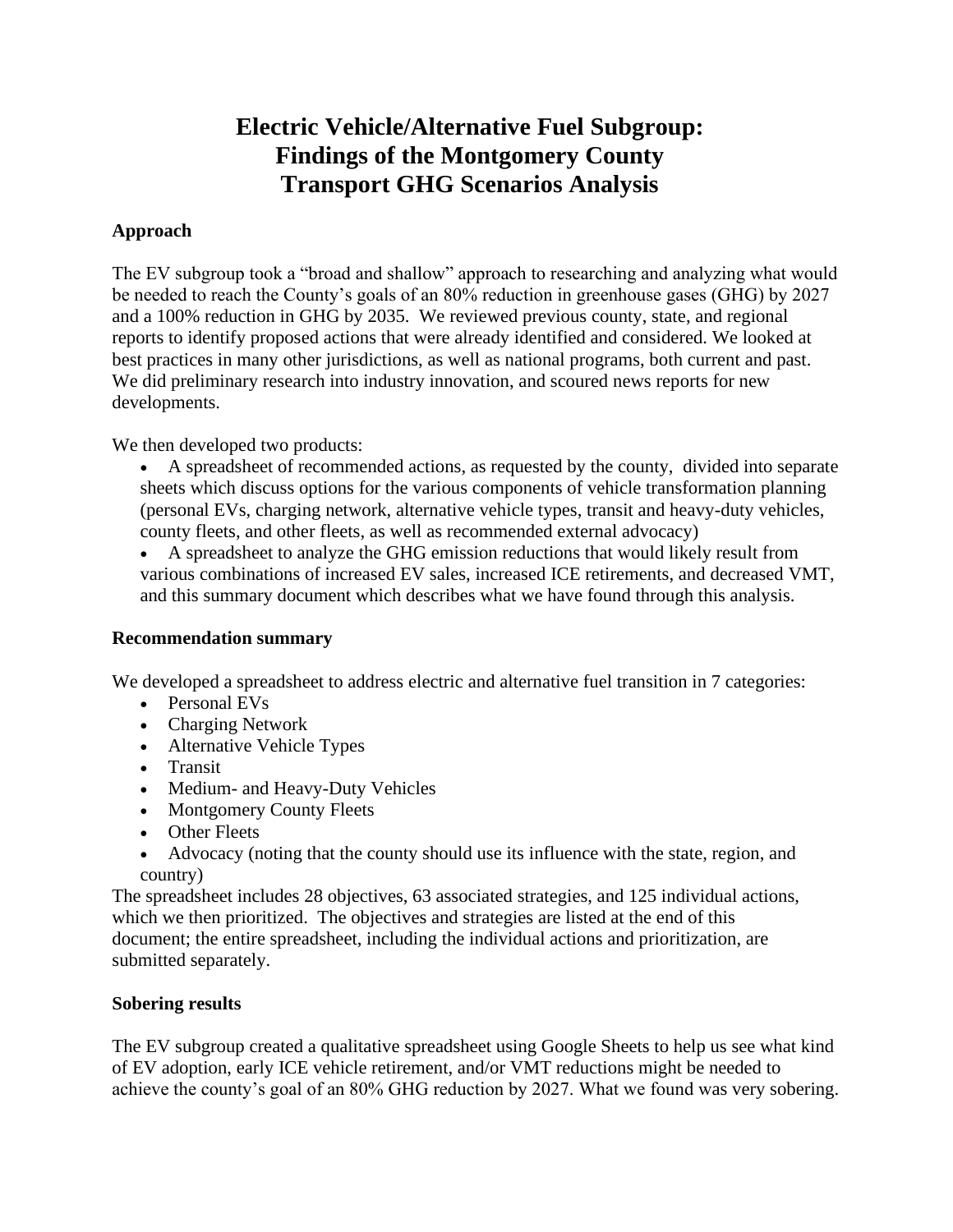# Electric Vehicle/Alternative Fuel Subgroup: Findings of the Montgomery County Transport GHG Scenarios Analysis

### Approach

The EV subgroup took a "broad and shallow" approach to researching and analyzing what would be needed to reach the County's goals of an 80% reduction in greenhouse gases (GHG) by 2027 and a 100% reduction in GHG by 2035. We reviewed previous county, state, and regional reports to identify proposed actions that were already identified and considered. We looked at best practices in many other jurisdictions, as well as national programs, both current and past. We did preliminary research into industry innovation, and scoured news reports for new developments.

We then developed two products:

- A spreadsheet of recommended actions, as requested by the county, divided into separate sheets which discuss options for the various components of vehicle transformation planning (personal EVs, charging network, alternative vehicle types, transit and heavy-duty vehicles, county fleets, and other fleets, as well as recommended external advocacy)
- A spreadsheet to analyze the GHG emission reductions that would likely result from various combinations of increased EV sales, increased ICE retirements, and decreased VMT, and this summary document which describes what we have found through this analysis.

### Recommendation summary

We developed a spreadsheet to address electric and alternative fuel transition in 7 categories:

- Personal EVs
- Charging Network
- Alternative Vehicle Types
- Transit
- Medium- and Heavy-Duty Vehicles
- Montgomery County Fleets
- Other Fleets
- Advocacy (noting that the county should use its influence with the state, region, and country)

The spreadsheet includes 28 objectives, 63 associated strategies, and 125 individual actions, which we then prioritized. The objectives and strategies are listed at the end of this document; the entire spreadsheet, including the individual actions and prioritization, are submitted separately.

### Sobering results

The EV subgroup created a qualitative spreadsheet using Google Sheets to help us see what kind of EV adoption, early ICE vehicle retirement, and/or VMT reductions might be needed to achieve the county's goal of an 80% GHG reduction by 2027. What we found was very sobering.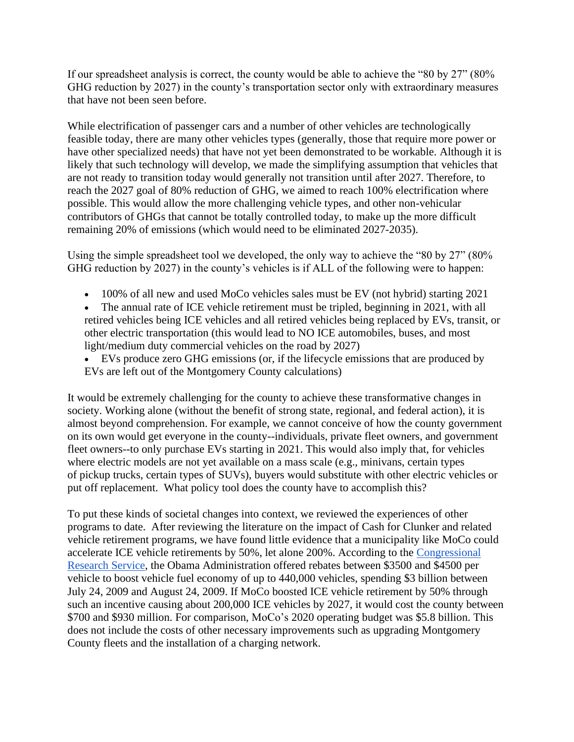If our spreadsheet analysis is correct, the county would be able to achieve the "80 by 27" (80% GHG reduction by 2027) in the county's transportation sector only with extraordinary measures that have not been seen before.

While electrification of passenger cars and a number of other vehicles are technologically feasible today, there are many other vehicles types (generally, those that require more power or have other specialized needs) that have not yet been demonstrated to be workable. Although it is likely that such technology will develop, we made the simplifying assumption that vehicles that are not ready to transition today would generally not transition until after 2027. Therefore, to reach the 2027 goal of 80% reduction of GHG, we aimed to reach 100% electrification where possible. This would allow the more challenging vehicle types, and other non-vehicular contributors of GHGs that cannot be totally controlled today, to make up the more difficult remaining 20% of emissions (which would need to be eliminated 2027-2035).

Using the simple spreadsheet tool we developed, the only way to achieve the "80 by 27" (80% GHG reduction by 2027) in the county's vehicles is if ALL of the following were to happen:

- 100% of all new and used MoCo vehicles sales must be EV (not hybrid) starting 2021
- The annual rate of ICE vehicle retirement must be tripled, beginning in 2021, with all retired vehicles being ICE vehicles and all retired vehicles being replaced by EVs, transit, or other electric transportation (this would lead to NO ICE automobiles, buses, and most light/medium duty commercial vehicles on the road by 2027)
- EVs produce zero GHG emissions (or, if the lifecycle emissions that are produced by EVs are left out of the Montgomery County calculations)

It would be extremely challenging for the county to achieve these transformative changes in society. Working alone (without the benefit of strong state, regional, and federal action), it is almost beyond comprehension. For example, we cannot conceive of how the county government on its own would get everyone in the county--individuals, private fleet owners, and government fleet owners--to only purchase EVs starting in 2021. This would also imply that, for vehicles where electric models are not yet available on a mass scale (e.g., minivans, certain types of pickup trucks, certain types of SUVs), buyers would substitute with other electric vehicles or put off replacement. What policy tool does the county have to accomplish this?

To put these kinds of societal changes into context, we reviewed the experiences of other programs to date. After reviewing the literature on the impact of Cash for Clunker and related vehicle retirement programs, we have found little evidence that a municipality like MoCo could accelerate ICE vehicle retirements by 50%, let alone 200%. According to the Congressional Research Service, the Obama Administration offered rebates between $3500 and $4500 per vehicle to boost vehicle fuel economy of up to 440,000 vehicles, spending $3 billion between July 24, 2009 and August 24, 2009. If MoCo boosted ICE vehicle retirement by 50% through such an incentive causing about 200,000 ICE vehicles by 2027, it would cost the county between $700 and $930 million. For comparison, MoCo's 2020 operating budget was $5.8 billion. This does not include the costs of other necessary improvements such as upgrading Montgomery County fleets and the installation of a charging network.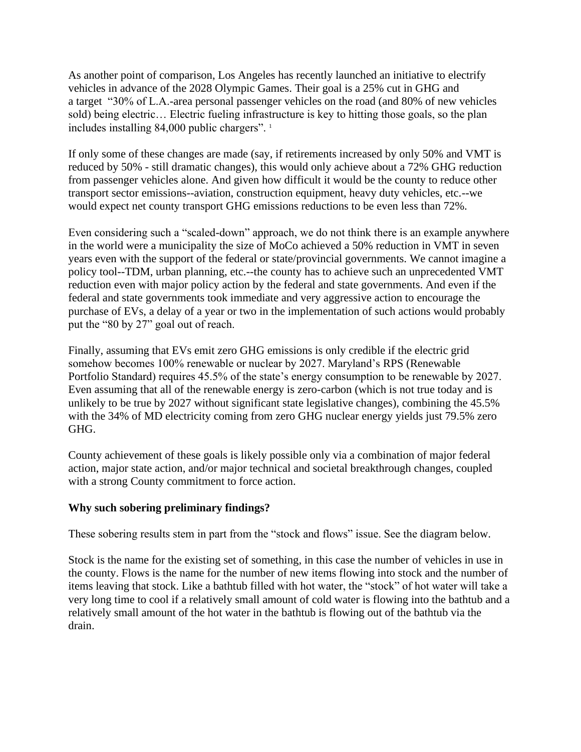As another point of comparison, Los Angeles has recently launched an initiative to electrify vehicles in advance of the 2028 Olympic Games. Their goal is a 25% cut in GHG and a target "30% of L.A.-area personal passenger vehicles on the road (and 80% of new vehicles sold) being electric… Electric fueling infrastructure is key to hitting those goals, so the plan includes installing 84,000 public chargers". [1]

If only some of these changes are made (say, if retirements increased by only 50% and VMT is reduced by 50% - still dramatic changes), this would only achieve about a 72% GHG reduction from passenger vehicles alone. And given how difficult it would be the county to reduce other transport sector emissions--aviation, construction equipment, heavy duty vehicles, etc.--we would expect net county transport GHG emissions reductions to be even less than 72%.

Even considering such a "scaled-down" approach, we do not think there is an example anywhere in the world were a municipality the size of MoCo achieved a 50% reduction in VMT in seven years even with the support of the federal or state/provincial governments. We cannot imagine a policy tool--TDM, urban planning, etc.--the county has to achieve such an unprecedented VMT reduction even with major policy action by the federal and state governments. And even if the federal and state governments took immediate and very aggressive action to encourage the purchase of EVs, a delay of a year or two in the implementation of such actions would probably put the "80 by 27" goal out of reach.

Finally, assuming that EVs emit zero GHG emissions is only credible if the electric grid somehow becomes 100% renewable or nuclear by 2027. Maryland's RPS (Renewable Portfolio Standard) requires 45.5% of the state's energy consumption to be renewable by 2027. Even assuming that all of the renewable energy is zero-carbon (which is not true today and is unlikely to be true by 2027 without significant state legislative changes), combining the 45.5% with the 34% of MD electricity coming from zero GHG nuclear energy yields just 79.5% zero GHG.

County achievement of these goals is likely possible only via a combination of major federal action, major state action, and/or major technical and societal breakthrough changes, coupled with a strong County commitment to force action.

**Why such sobering preliminary findings?**

These sobering results stem in part from the "stock and flows" issue. See the diagram below.

Stock is the name for the existing set of something, in this case the number of vehicles in use in the county. Flows is the name for the number of new items flowing into stock and the number of items leaving that stock. Like a bathtub filled with hot water, the "stock" of hot water will take a very long time to cool if a relatively small amount of cold water is flowing into the bathtub and a relatively small amount of the hot water in the bathtub is flowing out of the bathtub via the drain.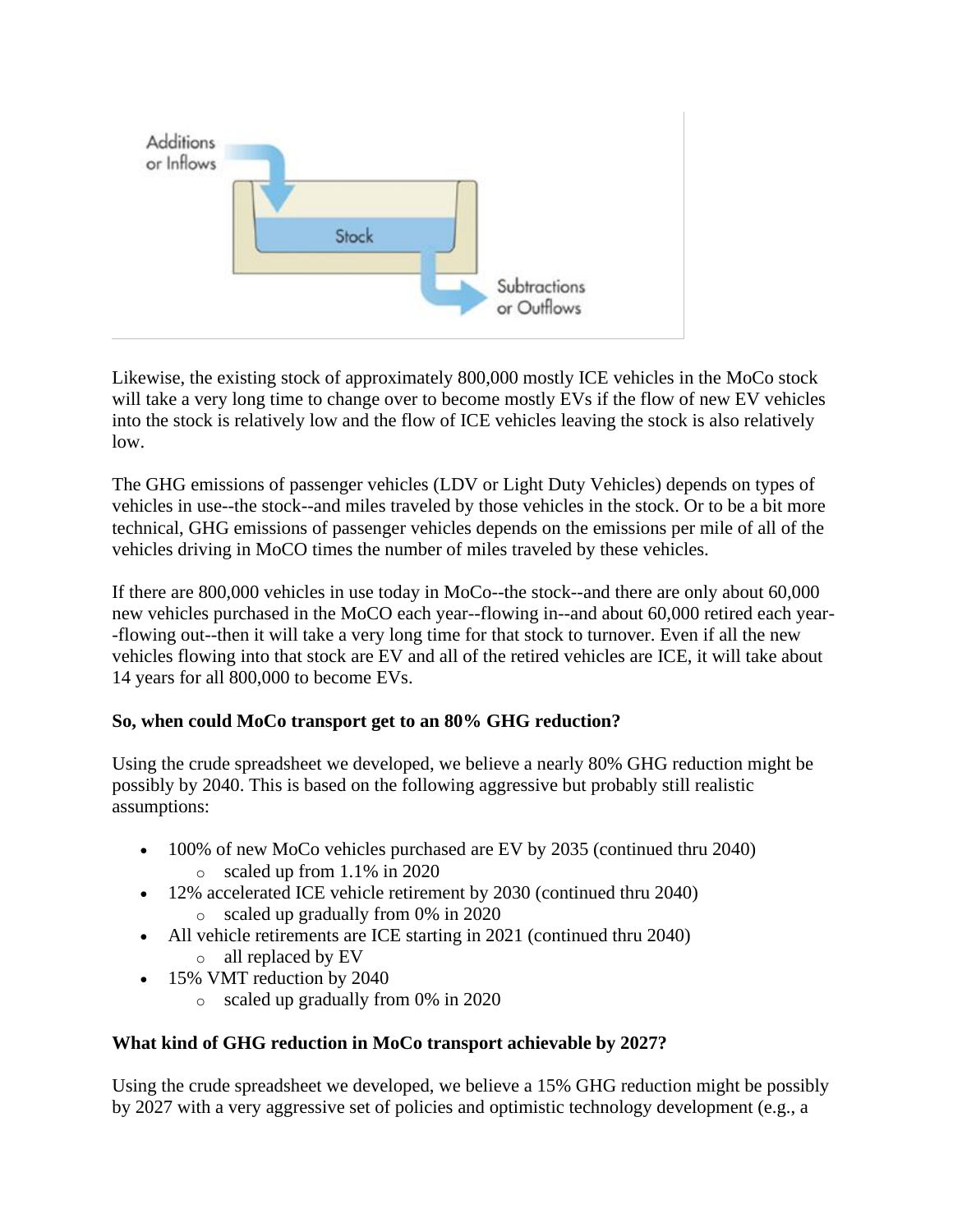Additions or Inflows

Stock

Subtractions or Outflows

Likewise, the existing stock of approximately 800,000 mostly ICE vehicles in the MoCo stock will take a very long time to change over to become mostly EVs if the flow of new EV vehicles into the stock is relatively low and the flow of ICE vehicles leaving the stock is also relatively low.

The GHG emissions of passenger vehicles (LDV or Light Duty Vehicles) depends on types of vehicles in use--the stock--and miles traveled by those vehicles in the stock. Or to be a bit more technical, GHG emissions of passenger vehicles depends on the emissions per mile of all of the vehicles driving in MoCO times the number of miles traveled by these vehicles.

If there are 800,000 vehicles in use today in MoCo--the stock--and there are only about 60,000 new vehicles purchased in the MoCO each year--flowing in--and about 60,000 retired each year--flowing out--then it will take a very long time for that stock to turnover. Even if all the new vehicles flowing into that stock are EV and all of the retired vehicles are ICE, it will take about 14 years for all 800,000 to become EVs.

**So, when could MoCo transport get to an 80% GHG reduction?**

Using the crude spreadsheet we developed, we believe a nearly 80% GHG reduction might be possibly by 2040. This is based on the following aggressive but probably still realistic assumptions:

- 100% of new MoCo vehicles purchased are EV by 2035 (continued thru 2040)
  - scaled up from 1.1% in 2020
- 12% accelerated ICE vehicle retirement by 2030 (continued thru 2040)
  - scaled up gradually from 0% in 2020
- All vehicle retirements are ICE starting in 2021 (continued thru 2040)
  - all replaced by EV
- 15% VMT reduction by 2040
  - scaled up gradually from 0% in 2020

**What kind of GHG reduction in MoCo transport achievable by 2027?**

Using the crude spreadsheet we developed, we believe a 15% GHG reduction might be possibly by 2027 with a very aggressive set of policies and optimistic technology development (e.g., a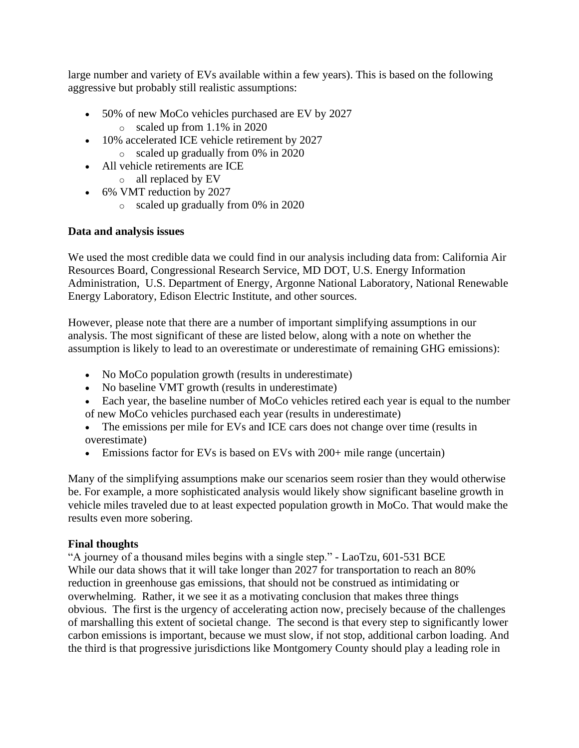large number and variety of EVs available within a few years). This is based on the following aggressive but probably still realistic assumptions:

- 50% of new MoCo vehicles purchased are EV by 2027
  - scaled up from 1.1% in 2020
- 10% accelerated ICE vehicle retirement by 2027
  - scaled up gradually from 0% in 2020
- All vehicle retirements are ICE
  - all replaced by EV
- 6% VMT reduction by 2027
  - scaled up gradually from 0% in 2020

**Data and analysis issues**

We used the most credible data we could find in our analysis including data from: California Air Resources Board, Congressional Research Service, MD DOT, U.S. Energy Information Administration, U.S. Department of Energy, Argonne National Laboratory, National Renewable Energy Laboratory, Edison Electric Institute, and other sources.

However, please note that there are a number of important simplifying assumptions in our analysis. The most significant of these are listed below, along with a note on whether the assumption is likely to lead to an overestimate or underestimate of remaining GHG emissions):

- No MoCo population growth (results in underestimate)
- No baseline VMT growth (results in underestimate)
- Each year, the baseline number of MoCo vehicles retired each year is equal to the number of new MoCo vehicles purchased each year (results in underestimate)
- The emissions per mile for EVs and ICE cars does not change over time (results in overestimate)
- Emissions factor for EVs is based on EVs with 200+ mile range (uncertain)

Many of the simplifying assumptions make our scenarios seem rosier than they would otherwise be. For example, a more sophisticated analysis would likely show significant baseline growth in vehicle miles traveled due to at least expected population growth in MoCo. That would make the results even more sobering.

**Final thoughts**

"A journey of a thousand miles begins with a single step." - LaoTzu, 601-531 BCE
While our data shows that it will take longer than 2027 for transportation to reach an 80% reduction in greenhouse gas emissions, that should not be construed as intimidating or overwhelming. Rather, it we see it as a motivating conclusion that makes three things obvious. The first is the urgency of accelerating action now, precisely because of the challenges of marshalling this extent of societal change. The second is that every step to significantly lower carbon emissions is important, because we must slow, if not stop, additional carbon loading. And the third is that progressive jurisdictions like Montgomery County should play a leading role in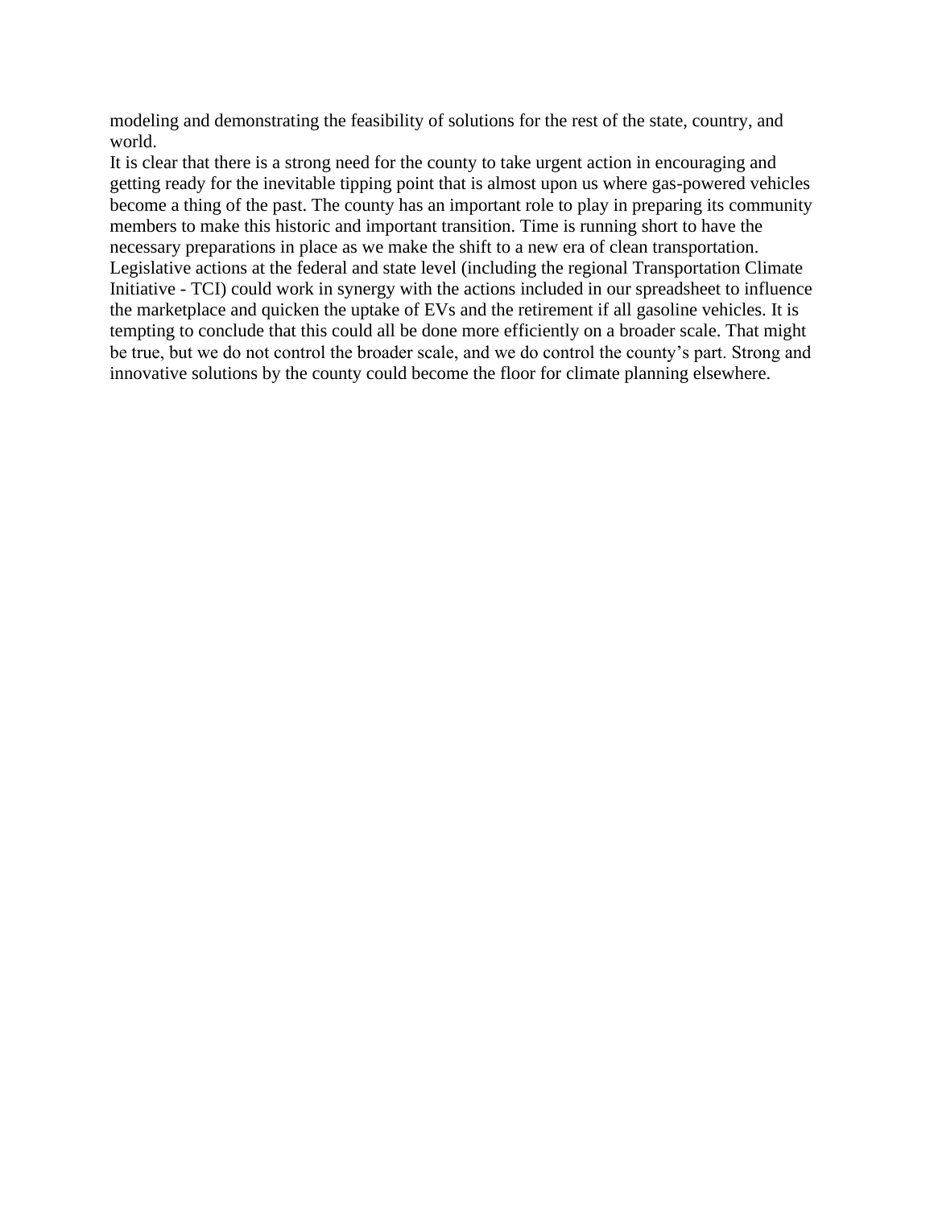modeling and demonstrating the feasibility of solutions for the rest of the state, country, and world.

It is clear that there is a strong need for the county to take urgent action in encouraging and getting ready for the inevitable tipping point that is almost upon us where gas-powered vehicles become a thing of the past. The county has an important role to play in preparing its community members to make this historic and important transition. Time is running short to have the necessary preparations in place as we make the shift to a new era of clean transportation. Legislative actions at the federal and state level (including the regional Transportation Climate Initiative - TCI) could work in synergy with the actions included in our spreadsheet to influence the marketplace and quicken the uptake of EVs and the retirement if all gasoline vehicles. It is tempting to conclude that this could all be done more efficiently on a broader scale. That might be true, but we do not control the broader scale, and we do control the county's part. Strong and innovative solutions by the county could become the floor for climate planning elsewhere.